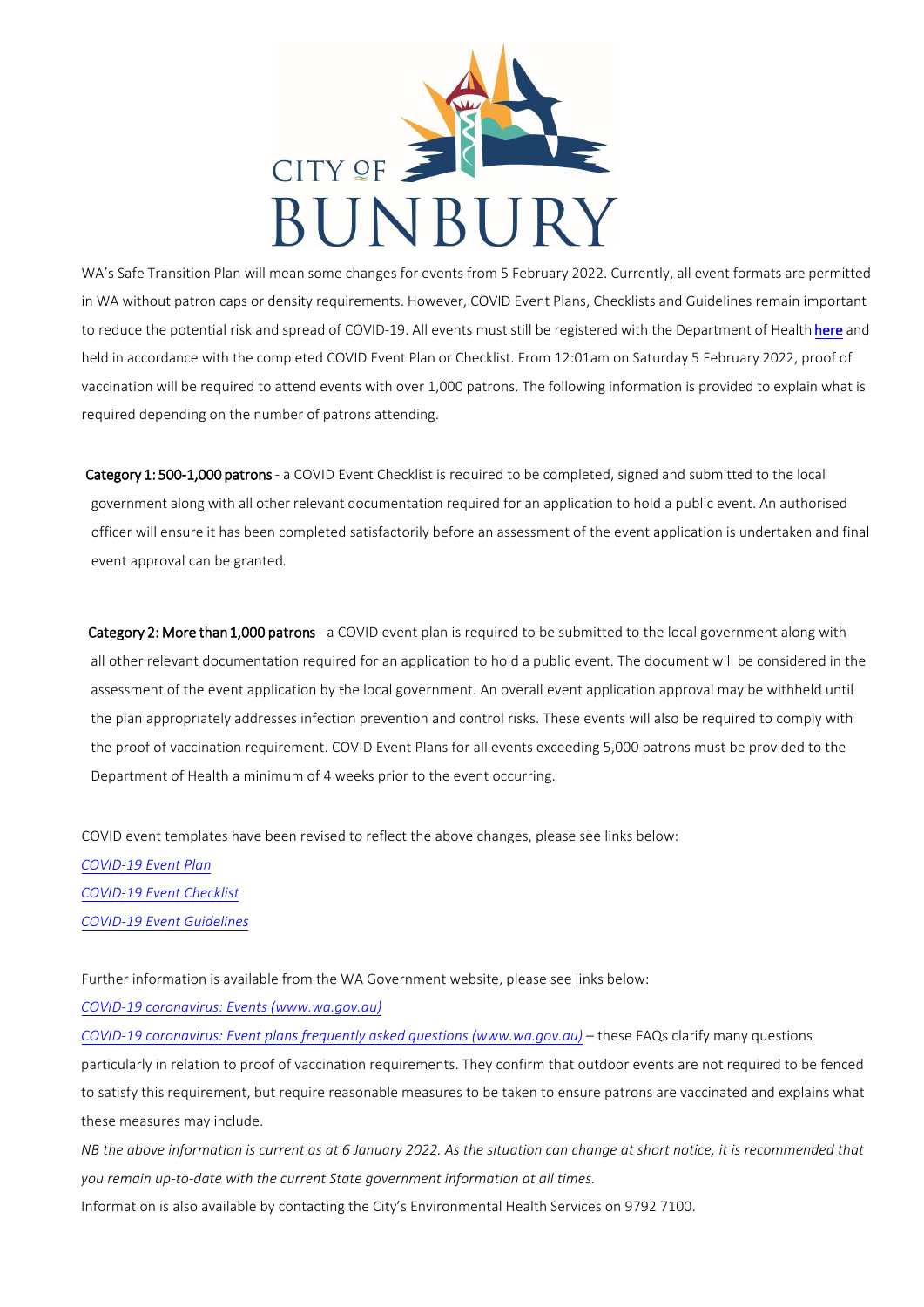CITY OF BUNBURY

WA's Safe Transition Plan will mean some changes for events from 5 February 2022. Currently, all event formats are permitted in WA without patron caps or density requirements. However, COVID Event Plans, Checklists and Guidelines remain important to reduce the potential risk and spread of COVID-19. All events must still be registered with the Department of Health here and held in accordance with the completed COVID Event Plan or Checklist. From 12:01am on Saturday 5 February 2022, proof of vaccination will be required to attend events with over 1,000 patrons. The following information is provided to explain what is required depending on the number of patrons attending.

**Category 1: 500-1,000 patrons** - a COVID Event Checklist is required to be completed, signed and submitted to the local government along with all other relevant documentation required for an application to hold a public event. An authorised officer will ensure it has been completed satisfactorily before an assessment of the event application is undertaken and final event approval can be granted.

**Category 2: More than 1,000 patrons** - a COVID event plan is required to be submitted to the local government along with all other relevant documentation required for an application to hold a public event. The document will be considered in the assessment of the event application by the local government. An overall event application approval may be withheld until the plan appropriately addresses infection prevention and control risks. These events will also be required to comply with the proof of vaccination requirement. COVID Event Plans for all events exceeding 5,000 patrons must be provided to the Department of Health a minimum of 4 weeks prior to the event occurring.

COVID event templates have been revised to reflect the above changes, please see links below:

*COVID-19 Event Plan*
*COVID-19 Event Checklist*
*COVID-19 Event Guidelines*

Further information is available from the WA Government website, please see links below:

*COVID-19 coronavirus: Events (www.wa.gov.au)*
*COVID-19 coronavirus: Event plans frequently asked questions (www.wa.gov.au)* – these FAQs clarify many questions particularly in relation to proof of vaccination requirements. They confirm that outdoor events are not required to be fenced to satisfy this requirement, but require reasonable measures to be taken to ensure patrons are vaccinated and explains what these measures may include.

*NB the above information is current as at 6 January 2022. As the situation can change at short notice, it is recommended that you remain up-to-date with the current State government information at all times.*

Information is also available by contacting the City's Environmental Health Services on 9792 7100.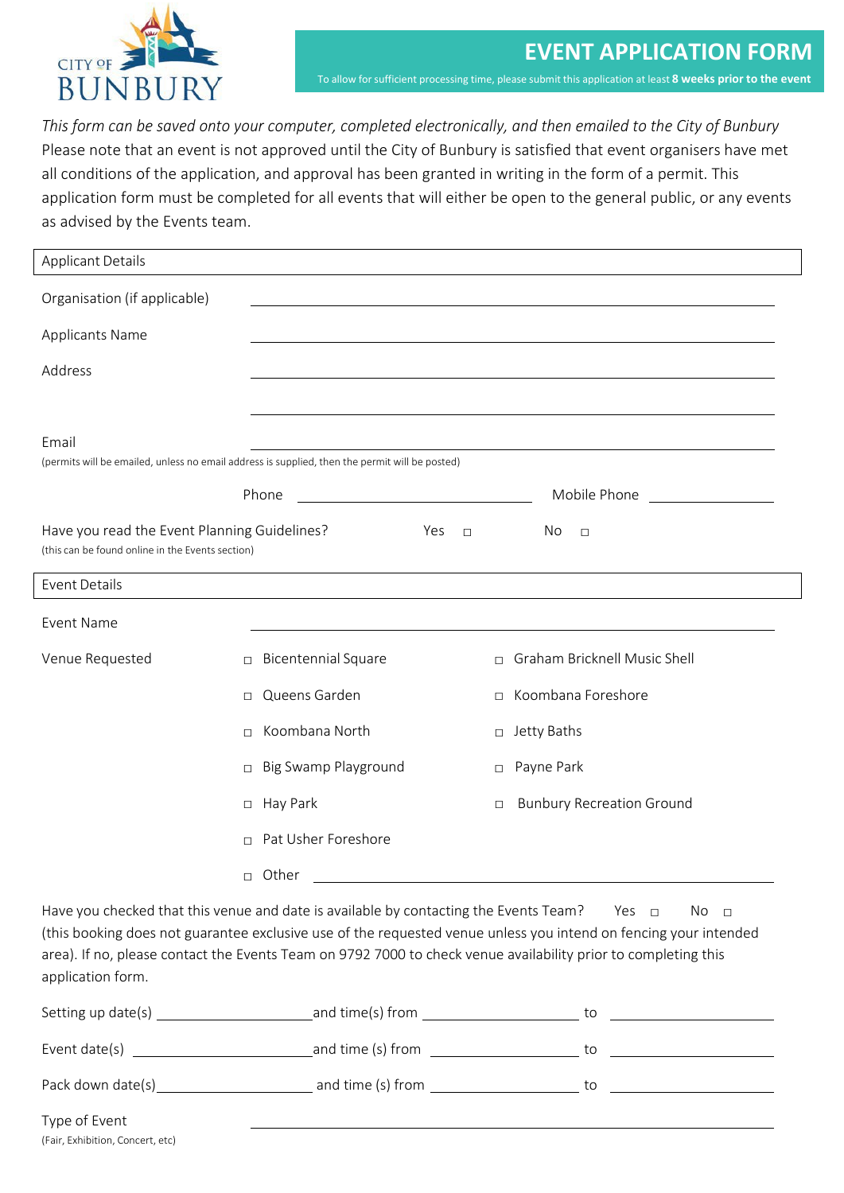CITY OF BUNBURY

# EVENT APPLICATION FORM

To allow for sufficient processing time, please submit this application at least **8 weeks prior to the event**

*This form can be saved onto your computer, completed electronically, and then emailed to the City of Bunbury*

Please note that an event is not approved until the City of Bunbury is satisfied that event organisers have met all conditions of the application, and approval has been granted in writing in the form of a permit. This application form must be completed for all events that will either be open to the general public, or any events as advised by the Events team.

## Applicant Details

Organisation (if applicable) ______________________________

Applicants Name ______________________________

Address ______________________________

______________________________

Email ______________________________

(permits will be emailed, unless no email address is supplied, then the permit will be posted)

Phone ______________________ Mobile Phone ______________________

Have you read the Event Planning Guidelines? Yes ☐ No ☐

(this can be found online in the Events section)

## Event Details

Event Name ______________________________

Venue Requested

- ☐ Bicentennial Square
- ☐ Graham Bricknell Music Shell
- ☐ Queens Garden
- ☐ Koombana Foreshore
- ☐ Koombana North
- ☐ Jetty Baths
- ☐ Big Swamp Playground
- ☐ Payne Park
- ☐ Hay Park
- ☐ Bunbury Recreation Ground
- ☐ Pat Usher Foreshore
- ☐ Other ______________________________

Have you checked that this venue and date is available by contacting the Events Team? Yes ☐ No ☐

(this booking does not guarantee exclusive use of the requested venue unless you intend on fencing your intended area). If no, please contact the Events Team on 9792 7000 to check venue availability prior to completing this application form.

Setting up date(s) ______________ and time(s) from ______________ to ______________

Event date(s) ______________ and time (s) from ______________ to ______________

Pack down date(s) ______________ and time (s) from ______________ to ______________

Type of Event ______________________________

(Fair, Exhibition, Concert, etc)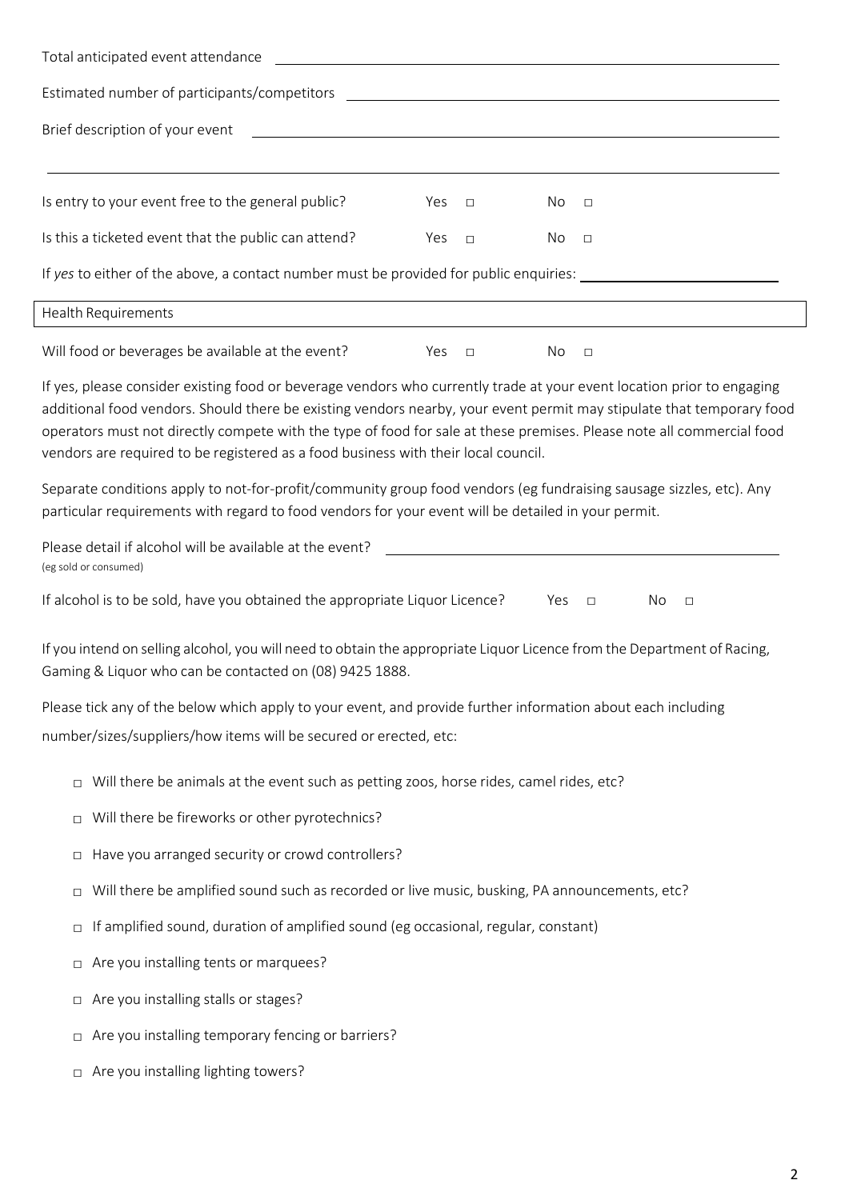Total anticipated event attendance ______________________________

Estimated number of participants/competitors ______________________________

Brief description of your event ______________________________

______________________________

Is entry to your event free to the general public? Yes ☐ No ☐

Is this a ticketed event that the public can attend? Yes ☐ No ☐

If *yes* to either of the above, a contact number must be provided for public enquiries: ______________

## Health Requirements

Will food or beverages be available at the event? Yes ☐ No ☐

If yes, please consider existing food or beverage vendors who currently trade at your event location prior to engaging additional food vendors. Should there be existing vendors nearby, your event permit may stipulate that temporary food operators must not directly compete with the type of food for sale at these premises. Please note all commercial food vendors are required to be registered as a food business with their local council.

Separate conditions apply to not-for-profit/community group food vendors (eg fundraising sausage sizzles, etc). Any particular requirements with regard to food vendors for your event will be detailed in your permit.

Please detail if alcohol will be available at the event? ______________________________
(eg sold or consumed)

If alcohol is to be sold, have you obtained the appropriate Liquor Licence? Yes ☐ No ☐

If you intend on selling alcohol, you will need to obtain the appropriate Liquor Licence from the Department of Racing, Gaming & Liquor who can be contacted on (08) 9425 1888.

Please tick any of the below which apply to your event, and provide further information about each including number/sizes/suppliers/how items will be secured or erected, etc:

- ☐ Will there be animals at the event such as petting zoos, horse rides, camel rides, etc?
- ☐ Will there be fireworks or other pyrotechnics?
- ☐ Have you arranged security or crowd controllers?
- ☐ Will there be amplified sound such as recorded or live music, busking, PA announcements, etc?
- ☐ If amplified sound, duration of amplified sound (eg occasional, regular, constant)
- ☐ Are you installing tents or marquees?
- ☐ Are you installing stalls or stages?
- ☐ Are you installing temporary fencing or barriers?
- ☐ Are you installing lighting towers?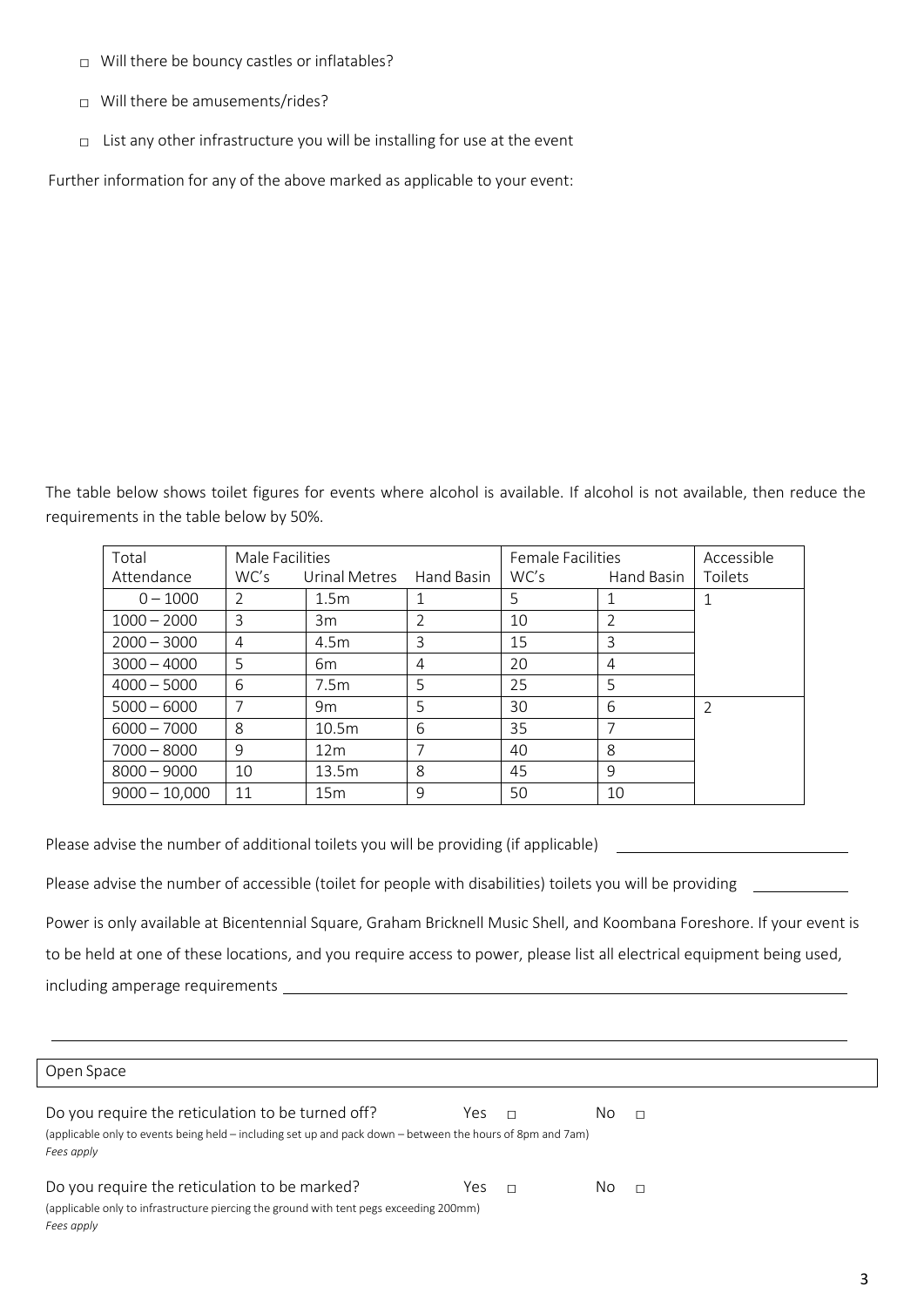- ☐ Will there be bouncy castles or inflatables?
- ☐ Will there be amusements/rides?
- ☐ List any other infrastructure you will be installing for use at the event

Further information for any of the above marked as applicable to your event:

The table below shows toilet figures for events where alcohol is available. If alcohol is not available, then reduce the requirements in the table below by 50%.

| Total Attendance | Male Facilities | | | Female Facilities | | Accessible Toilets |
|---|---|---|---|---|---|---|
| | WC's | Urinal Metres | Hand Basin | WC's | Hand Basin | |
| 0 – 1000 | 2 | 1.5m | 1 | 5 | 1 | 1 |
| 1000 – 2000 | 3 | 3m | 2 | 10 | 2 | |
| 2000 – 3000 | 4 | 4.5m | 3 | 15 | 3 | |
| 3000 – 4000 | 5 | 6m | 4 | 20 | 4 | |
| 4000 – 5000 | 6 | 7.5m | 5 | 25 | 5 | |
| 5000 – 6000 | 7 | 9m | 5 | 30 | 6 | 2 |
| 6000 – 7000 | 8 | 10.5m | 6 | 35 | 7 | |
| 7000 – 8000 | 9 | 12m | 7 | 40 | 8 | |
| 8000 – 9000 | 10 | 13.5m | 8 | 45 | 9 | |
| 9000 – 10,000 | 11 | 15m | 9 | 50 | 10 | |

Please advise the number of additional toilets you will be providing (if applicable) ____________________

Please advise the number of accessible (toilet for people with disabilities) toilets you will be providing ____________

Power is only available at Bicentennial Square, Graham Bricknell Music Shell, and Koombana Foreshore. If your event is to be held at one of these locations, and you require access to power, please list all electrical equipment being used, including amperage requirements ____________________________________________

________________________________________________________________________________

## Open Space

Do you require the reticulation to be turned off? Yes ☐ No ☐
(applicable only to events being held – including set up and pack down – between the hours of 8pm and 7am)
*Fees apply*

Do you require the reticulation to be marked? Yes ☐ No ☐
(applicable only to infrastructure piercing the ground with tent pegs exceeding 200mm)
*Fees apply*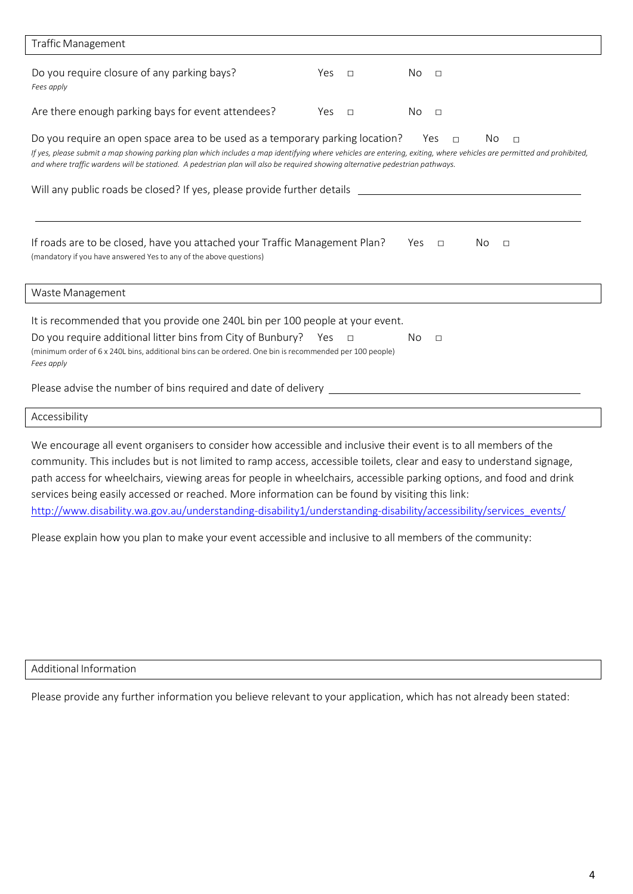## Traffic Management

Do you require closure of any parking bays? Yes ☐ No ☐
*Fees apply*

Are there enough parking bays for event attendees? Yes ☐ No ☐

Do you require an open space area to be used as a temporary parking location? Yes ☐ No ☐
*If yes, please submit a map showing parking plan which includes a map identifying where vehicles are entering, exiting, where vehicles are permitted and prohibited, and where traffic wardens will be stationed. A pedestrian plan will also be required showing alternative pedestrian pathways.*

Will any public roads be closed? If yes, please provide further details \_\_\_\_\_\_\_\_\_\_\_\_\_\_\_\_\_\_\_\_\_\_\_\_\_\_\_\_\_\_\_\_\_\_\_\_\_\_\_\_

\_\_\_\_\_\_\_\_\_\_\_\_\_\_\_\_\_\_\_\_\_\_\_\_\_\_\_\_\_\_\_\_\_\_\_\_\_\_\_\_\_\_\_\_\_\_\_\_\_\_\_\_\_\_\_\_\_\_\_\_\_\_\_\_\_\_\_\_\_\_\_\_\_\_\_\_\_\_\_\_\_\_\_\_\_\_\_\_\_\_

If roads are to be closed, have you attached your Traffic Management Plan? Yes ☐ No ☐
(mandatory if you have answered Yes to any of the above questions)

## Waste Management

It is recommended that you provide one 240L bin per 100 people at your event.

Do you require additional litter bins from City of Bunbury? Yes ☐ No ☐
(minimum order of 6 x 240L bins, additional bins can be ordered. One bin is recommended per 100 people)
*Fees apply*

Please advise the number of bins required and date of delivery \_\_\_\_\_\_\_\_\_\_\_\_\_\_\_\_\_\_\_\_\_\_\_\_\_\_\_\_\_\_\_\_\_\_\_\_\_\_\_\_

## Accessibility

We encourage all event organisers to consider how accessible and inclusive their event is to all members of the community. This includes but is not limited to ramp access, accessible toilets, clear and easy to understand signage, path access for wheelchairs, viewing areas for people in wheelchairs, accessible parking options, and food and drink services being easily accessed or reached. More information can be found by visiting this link:
[http://www.disability.wa.gov.au/understanding-disability1/understanding-disability/accessibility/services_events/](http://www.disability.wa.gov.au/understanding-disability1/understanding-disability/accessibility/services_events/)

Please explain how you plan to make your event accessible and inclusive to all members of the community:

## Additional Information

Please provide any further information you believe relevant to your application, which has not already been stated: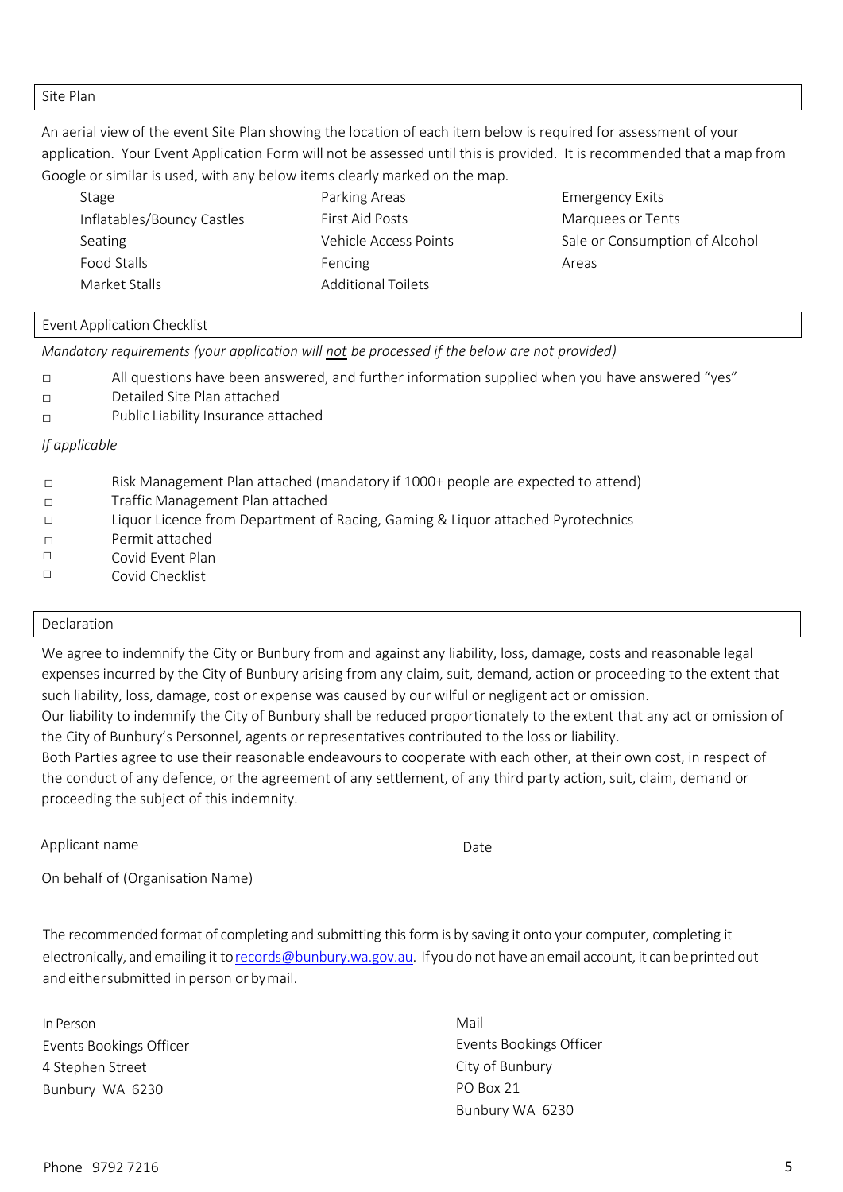## Site Plan

An aerial view of the event Site Plan showing the location of each item below is required for assessment of your application. Your Event Application Form will not be assessed until this is provided. It is recommended that a map from Google or similar is used, with any below items clearly marked on the map.

- Stage
- Inflatables/Bouncy Castles
- Seating
- Food Stalls
- Market Stalls
- Parking Areas
- First Aid Posts
- Vehicle Access Points
- Fencing
- Additional Toilets
- Emergency Exits
- Marquees or Tents
- Sale or Consumption of Alcohol Areas

## Event Application Checklist

*Mandatory requirements (your application will not be processed if the below are not provided)*

- ☐ All questions have been answered, and further information supplied when you have answered "yes"
- ☐ Detailed Site Plan attached
- ☐ Public Liability Insurance attached

*If applicable*

- ☐ Risk Management Plan attached (mandatory if 1000+ people are expected to attend)
- ☐ Traffic Management Plan attached
- ☐ Liquor Licence from Department of Racing, Gaming & Liquor attached Pyrotechnics
- ☐ Permit attached
- ☐ Covid Event Plan
- ☐ Covid Checklist

## Declaration

We agree to indemnify the City or Bunbury from and against any liability, loss, damage, costs and reasonable legal expenses incurred by the City of Bunbury arising from any claim, suit, demand, action or proceeding to the extent that such liability, loss, damage, cost or expense was caused by our wilful or negligent act or omission.
Our liability to indemnify the City of Bunbury shall be reduced proportionately to the extent that any act or omission of the City of Bunbury's Personnel, agents or representatives contributed to the loss or liability.
Both Parties agree to use their reasonable endeavours to cooperate with each other, at their own cost, in respect of the conduct of any defence, or the agreement of any settlement, of any third party action, suit, claim, demand or proceeding the subject of this indemnity.

Applicant name

Date

On behalf of (Organisation Name)

The recommended format of completing and submitting this form is by saving it onto your computer, completing it electronically, and emailing it to records@bunbury.wa.gov.au. If you do not have an email account, it can be printed out and either submitted in person or by mail.

In Person
Events Bookings Officer
4 Stephen Street
Bunbury WA 6230

Mail
Events Bookings Officer
City of Bunbury
PO Box 21
Bunbury WA 6230

Phone 9792 7216